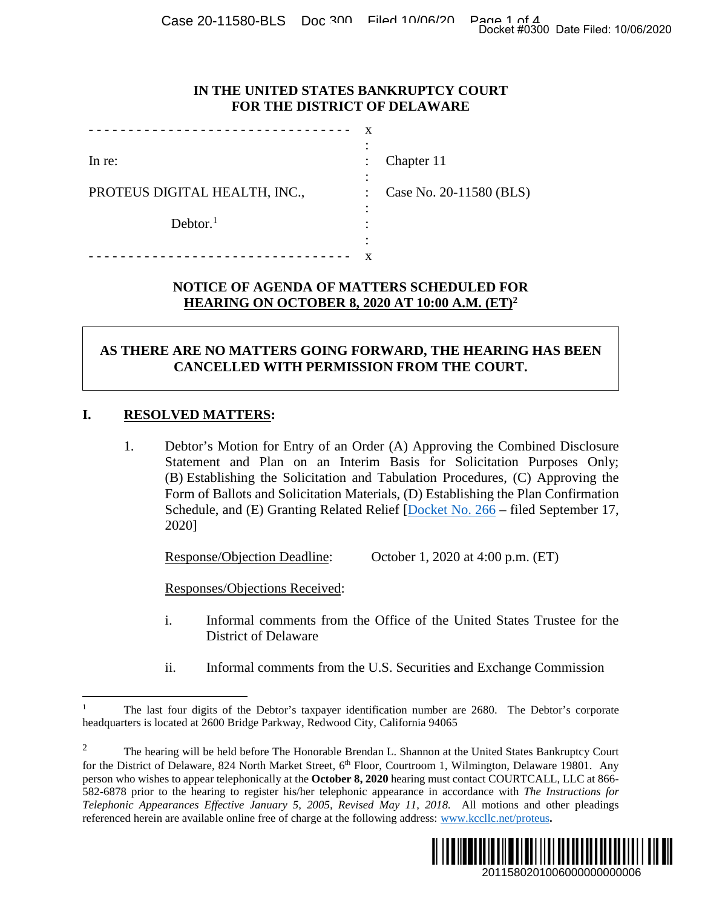IN THE UNITED STATES BANKRUPTCY COURT
FOR THE DISTRICT OF DELAWARE

| | |
|---|---|
| In re: | Chapter 11 |
| PROTEUS DIGITAL HEALTH, INC., | Case No. 20-11580 (BLS) |
| Debtor.[1] | |

**NOTICE OF AGENDA OF MATTERS SCHEDULED FOR HEARING ON OCTOBER 8, 2020 AT 10:00 A.M. (ET)[2]**

**AS THERE ARE NO MATTERS GOING FORWARD, THE HEARING HAS BEEN CANCELLED WITH PERMISSION FROM THE COURT.**

## I. RESOLVED MATTERS:

1. Debtor's Motion for Entry of an Order (A) Approving the Combined Disclosure Statement and Plan on an Interim Basis for Solicitation Purposes Only; (B) Establishing the Solicitation and Tabulation Procedures, (C) Approving the Form of Ballots and Solicitation Materials, (D) Establishing the Plan Confirmation Schedule, and (E) Granting Related Relief [Docket No. 266 – filed September 17, 2020]

   Response/Objection Deadline: October 1, 2020 at 4:00 p.m. (ET)

   Responses/Objections Received:

   i. Informal comments from the Office of the United States Trustee for the District of Delaware

   ii. Informal comments from the U.S. Securities and Exchange Commission

---

[1] The last four digits of the Debtor's taxpayer identification number are 2680. The Debtor's corporate headquarters is located at 2600 Bridge Parkway, Redwood City, California 94065

[2] The hearing will be held before The Honorable Brendan L. Shannon at the United States Bankruptcy Court for the District of Delaware, 824 North Market Street, 6th Floor, Courtroom 1, Wilmington, Delaware 19801. Any person who wishes to appear telephonically at the **October 8, 2020** hearing must contact COURTCALL, LLC at 866-582-6878 prior to the hearing to register his/her telephonic appearance in accordance with *The Instructions for Telephonic Appearances Effective January 5, 2005, Revised May 11, 2018.* All motions and other pleadings referenced herein are available online free of charge at the following address: www.kccllc.net/proteus**.**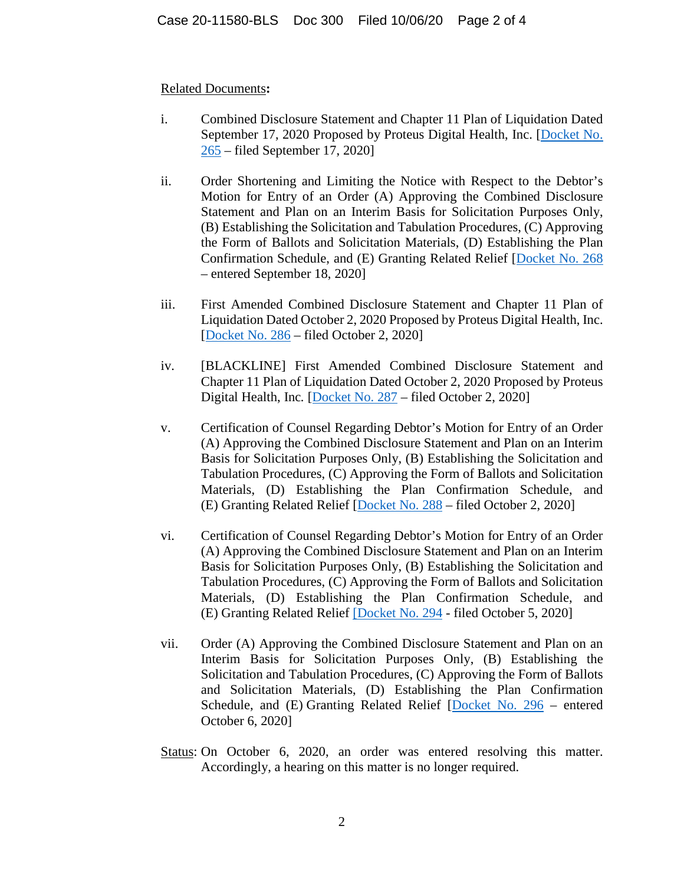Related Documents:

i. Combined Disclosure Statement and Chapter 11 Plan of Liquidation Dated September 17, 2020 Proposed by Proteus Digital Health, Inc. [Docket No. 265 – filed September 17, 2020]

ii. Order Shortening and Limiting the Notice with Respect to the Debtor's Motion for Entry of an Order (A) Approving the Combined Disclosure Statement and Plan on an Interim Basis for Solicitation Purposes Only, (B) Establishing the Solicitation and Tabulation Procedures, (C) Approving the Form of Ballots and Solicitation Materials, (D) Establishing the Plan Confirmation Schedule, and (E) Granting Related Relief [Docket No. 268 – entered September 18, 2020]

iii. First Amended Combined Disclosure Statement and Chapter 11 Plan of Liquidation Dated October 2, 2020 Proposed by Proteus Digital Health, Inc. [Docket No. 286 – filed October 2, 2020]

iv. [BLACKLINE] First Amended Combined Disclosure Statement and Chapter 11 Plan of Liquidation Dated October 2, 2020 Proposed by Proteus Digital Health, Inc. [Docket No. 287 – filed October 2, 2020]

v. Certification of Counsel Regarding Debtor's Motion for Entry of an Order (A) Approving the Combined Disclosure Statement and Plan on an Interim Basis for Solicitation Purposes Only, (B) Establishing the Solicitation and Tabulation Procedures, (C) Approving the Form of Ballots and Solicitation Materials, (D) Establishing the Plan Confirmation Schedule, and (E) Granting Related Relief [Docket No. 288 – filed October 2, 2020]

vi. Certification of Counsel Regarding Debtor's Motion for Entry of an Order (A) Approving the Combined Disclosure Statement and Plan on an Interim Basis for Solicitation Purposes Only, (B) Establishing the Solicitation and Tabulation Procedures, (C) Approving the Form of Ballots and Solicitation Materials, (D) Establishing the Plan Confirmation Schedule, and (E) Granting Related Relief [Docket No. 294 - filed October 5, 2020]

vii. Order (A) Approving the Combined Disclosure Statement and Plan on an Interim Basis for Solicitation Purposes Only, (B) Establishing the Solicitation and Tabulation Procedures, (C) Approving the Form of Ballots and Solicitation Materials, (D) Establishing the Plan Confirmation Schedule, and (E) Granting Related Relief [Docket No. 296 – entered October 6, 2020]

Status: On October 6, 2020, an order was entered resolving this matter. Accordingly, a hearing on this matter is no longer required.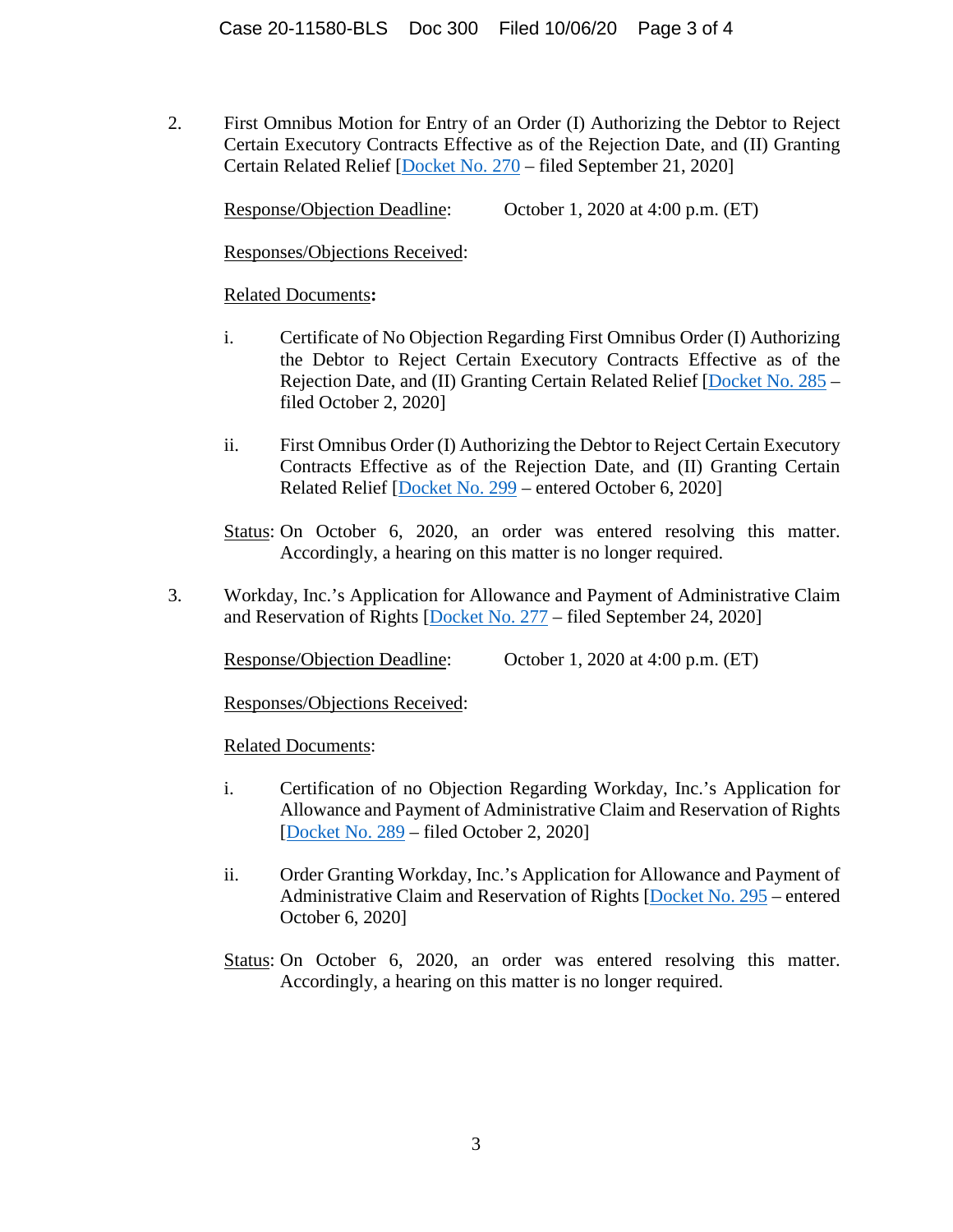2. First Omnibus Motion for Entry of an Order (I) Authorizing the Debtor to Reject Certain Executory Contracts Effective as of the Rejection Date, and (II) Granting Certain Related Relief [Docket No. 270 – filed September 21, 2020]

   Response/Objection Deadline: October 1, 2020 at 4:00 p.m. (ET)

   Responses/Objections Received:

   Related Documents:

   i. Certificate of No Objection Regarding First Omnibus Order (I) Authorizing the Debtor to Reject Certain Executory Contracts Effective as of the Rejection Date, and (II) Granting Certain Related Relief [Docket No. 285 – filed October 2, 2020]

   ii. First Omnibus Order (I) Authorizing the Debtor to Reject Certain Executory Contracts Effective as of the Rejection Date, and (II) Granting Certain Related Relief [Docket No. 299 – entered October 6, 2020]

   Status: On October 6, 2020, an order was entered resolving this matter. Accordingly, a hearing on this matter is no longer required.

3. Workday, Inc.'s Application for Allowance and Payment of Administrative Claim and Reservation of Rights [Docket No. 277 – filed September 24, 2020]

   Response/Objection Deadline: October 1, 2020 at 4:00 p.m. (ET)

   Responses/Objections Received:

   Related Documents:

   i. Certification of no Objection Regarding Workday, Inc.'s Application for Allowance and Payment of Administrative Claim and Reservation of Rights [Docket No. 289 – filed October 2, 2020]

   ii. Order Granting Workday, Inc.'s Application for Allowance and Payment of Administrative Claim and Reservation of Rights [Docket No. 295 – entered October 6, 2020]

   Status: On October 6, 2020, an order was entered resolving this matter. Accordingly, a hearing on this matter is no longer required.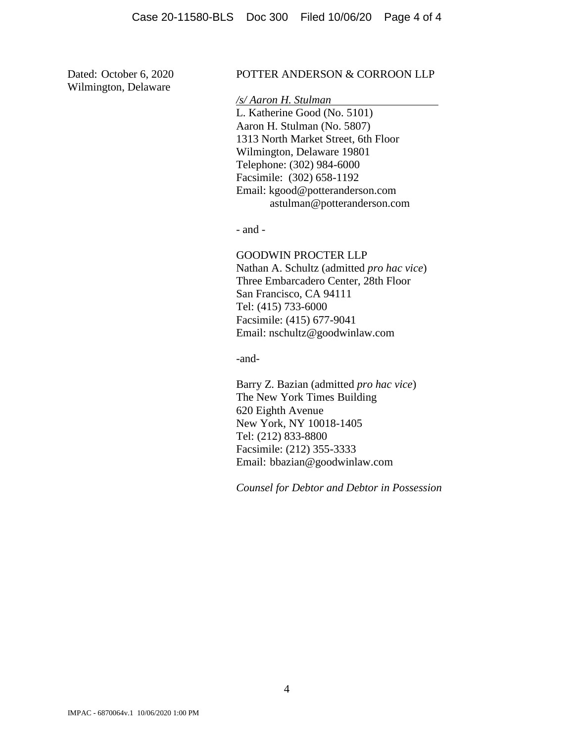Dated: October 6, 2020
Wilmington, Delaware

POTTER ANDERSON & CORROON LLP

*/s/ Aaron H. Stulman*

L. Katherine Good (No. 5101)
Aaron H. Stulman (No. 5807)
1313 North Market Street, 6th Floor
Wilmington, Delaware 19801
Telephone: (302) 984-6000
Facsimile: (302) 658-1192
Email: kgood@potteranderson.com
astulman@potteranderson.com

- and -

GOODWIN PROCTER LLP
Nathan A. Schultz (admitted *pro hac vice*)
Three Embarcadero Center, 28th Floor
San Francisco, CA 94111
Tel: (415) 733-6000
Facsimile: (415) 677-9041
Email: nschultz@goodwinlaw.com

-and-

Barry Z. Bazian (admitted *pro hac vice*)
The New York Times Building
620 Eighth Avenue
New York, NY 10018-1405
Tel: (212) 833-8800
Facsimile: (212) 355-3333
Email: bbazian@goodwinlaw.com

*Counsel for Debtor and Debtor in Possession*

IMPAC - 6870064v.1 10/06/2020 1:00 PM